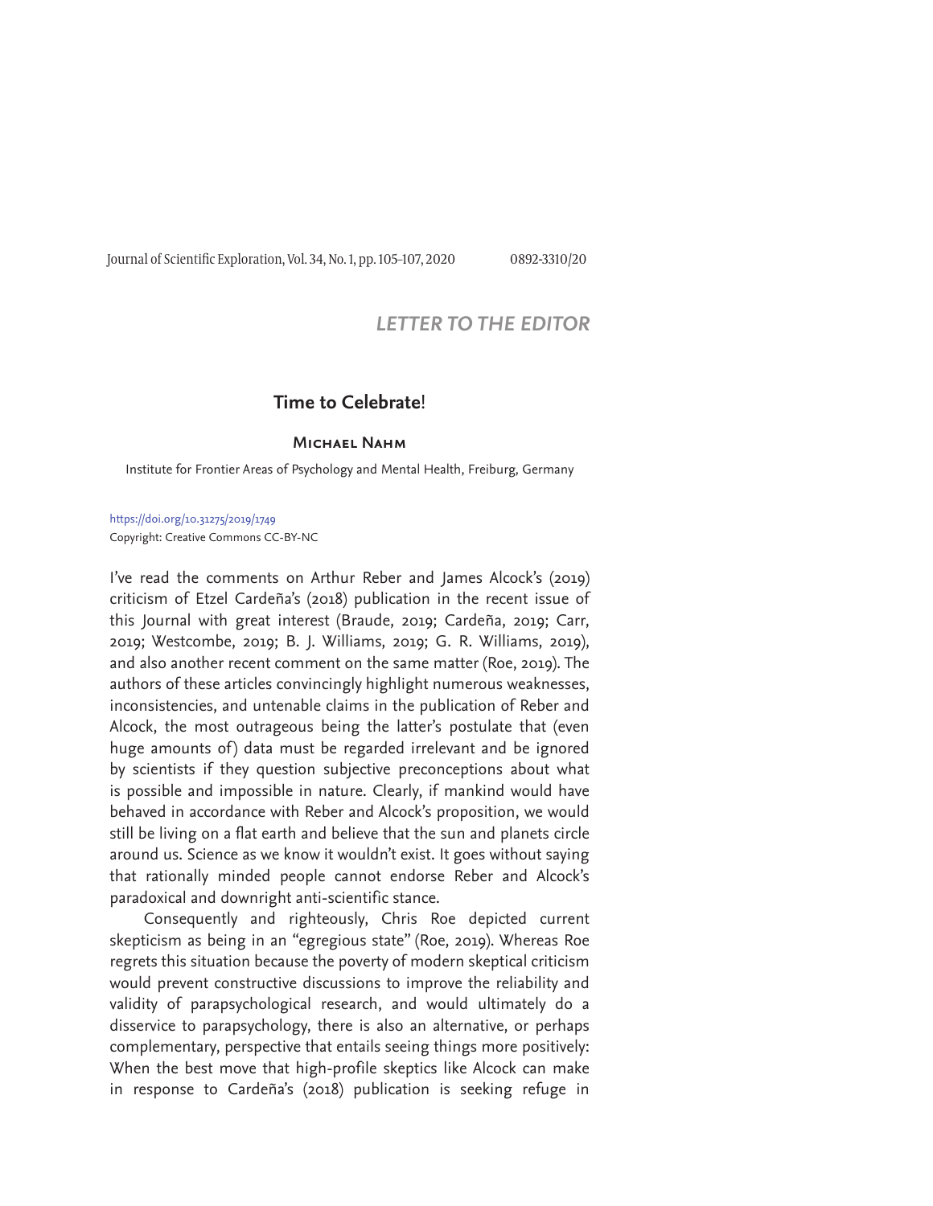*LETTER TO THE EDITOR*

## Time to Celebrate!

**Michael Nahm**

Institute for Frontier Areas of Psychology and Mental Health, Freiburg, Germany

https://doi.org/10.31275/2019/1749

Copyright: Creative Commons CC-BY-NC

I've read the comments on Arthur Reber and James Alcock's (2019) criticism of Etzel Cardeña's (2018) publication in the recent issue of this Journal with great interest (Braude, 2019; Cardeña, 2019; Carr, 2019; Westcombe, 2019; B. J. Williams, 2019; G. R. Williams, 2019), and also another recent comment on the same matter (Roe, 2019). The authors of these articles convincingly highlight numerous weaknesses, inconsistencies, and untenable claims in the publication of Reber and Alcock, the most outrageous being the latter's postulate that (even huge amounts of) data must be regarded irrelevant and be ignored by scientists if they question subjective preconceptions about what is possible and impossible in nature. Clearly, if mankind would have behaved in accordance with Reber and Alcock's proposition, we would still be living on a flat earth and believe that the sun and planets circle around us. Science as we know it wouldn't exist. It goes without saying that rationally minded people cannot endorse Reber and Alcock's paradoxical and downright anti-scientific stance.

Consequently and righteously, Chris Roe depicted current skepticism as being in an "egregious state" (Roe, 2019). Whereas Roe regrets this situation because the poverty of modern skeptical criticism would prevent constructive discussions to improve the reliability and validity of parapsychological research, and would ultimately do a disservice to parapsychology, there is also an alternative, or perhaps complementary, perspective that entails seeing things more positively: When the best move that high-profile skeptics like Alcock can make in response to Cardeña's (2018) publication is seeking refuge in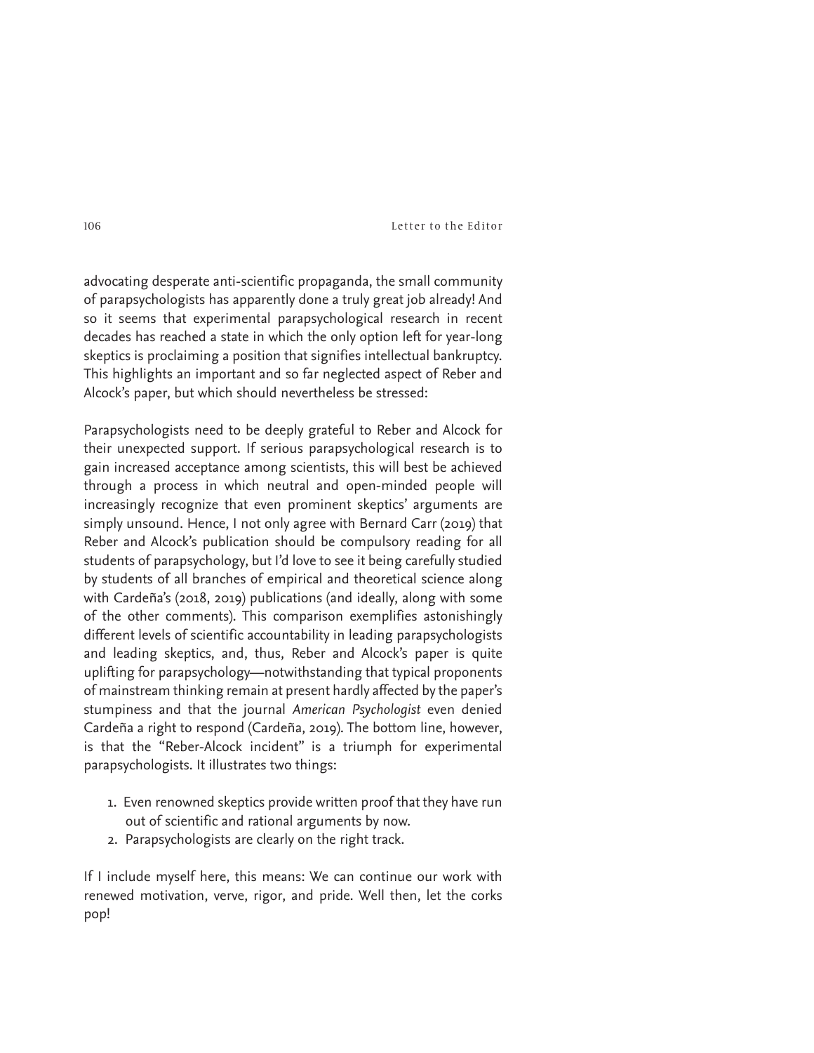advocating desperate anti-scientific propaganda, the small community of parapsychologists has apparently done a truly great job already! And so it seems that experimental parapsychological research in recent decades has reached a state in which the only option left for year-long skeptics is proclaiming a position that signifies intellectual bankruptcy. This highlights an important and so far neglected aspect of Reber and Alcock's paper, but which should nevertheless be stressed:

Parapsychologists need to be deeply grateful to Reber and Alcock for their unexpected support. If serious parapsychological research is to gain increased acceptance among scientists, this will best be achieved through a process in which neutral and open-minded people will increasingly recognize that even prominent skeptics' arguments are simply unsound. Hence, I not only agree with Bernard Carr (2019) that Reber and Alcock's publication should be compulsory reading for all students of parapsychology, but I'd love to see it being carefully studied by students of all branches of empirical and theoretical science along with Cardeña's (2018, 2019) publications (and ideally, along with some of the other comments). This comparison exemplifies astonishingly different levels of scientific accountability in leading parapsychologists and leading skeptics, and, thus, Reber and Alcock's paper is quite uplifting for parapsychology—notwithstanding that typical proponents of mainstream thinking remain at present hardly affected by the paper's stumpiness and that the journal *American Psychologist* even denied Cardeña a right to respond (Cardeña, 2019). The bottom line, however, is that the "Reber-Alcock incident" is a triumph for experimental parapsychologists. It illustrates two things:

1. Even renowned skeptics provide written proof that they have run out of scientific and rational arguments by now.
2. Parapsychologists are clearly on the right track.

If I include myself here, this means: We can continue our work with renewed motivation, verve, rigor, and pride. Well then, let the corks pop!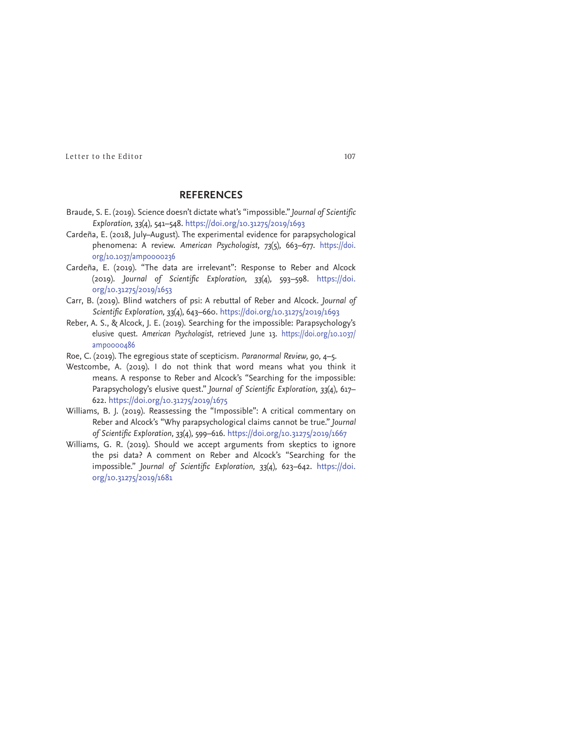## REFERENCES

Braude, S. E. (2019). Science doesn't dictate what's "impossible." *Journal of Scientific Exploration, 33*(4), 541–548. https://doi.org/10.31275/2019/1693

Cardeña, E. (2018, July–August). The experimental evidence for parapsychological phenomena: A review. *American Psychologist, 73*(5), 663–677. https://doi.org/10.1037/amp0000236

Cardeña, E. (2019). "The data are irrelevant": Response to Reber and Alcock (2019). *Journal of Scientific Exploration, 33*(4), 593–598. https://doi.org/10.31275/2019/1653

Carr, B. (2019). Blind watchers of psi: A rebuttal of Reber and Alcock. *Journal of Scientific Exploration, 33*(4), 643–660. https://doi.org/10.31275/2019/1693

Reber, A. S., & Alcock, J. E. (2019). Searching for the impossible: Parapsychology's elusive quest. *American Psychologist*, retrieved June 13. https://doi.org/10.1037/amp0000486

Roe, C. (2019). The egregious state of scepticism. *Paranormal Review, 90*, 4–5.

Westcombe, A. (2019). I do not think that word means what you think it means. A response to Reber and Alcock's "Searching for the impossible: Parapsychology's elusive quest." *Journal of Scientific Exploration, 33*(4), 617–622. https://doi.org/10.31275/2019/1675

Williams, B. J. (2019). Reassessing the "Impossible": A critical commentary on Reber and Alcock's "Why parapsychological claims cannot be true." *Journal of Scientific Exploration, 33*(4), 599–616. https://doi.org/10.31275/2019/1667

Williams, G. R. (2019). Should we accept arguments from skeptics to ignore the psi data? A comment on Reber and Alcock's "Searching for the impossible." *Journal of Scientific Exploration, 33*(4), 623–642. https://doi.org/10.31275/2019/1681